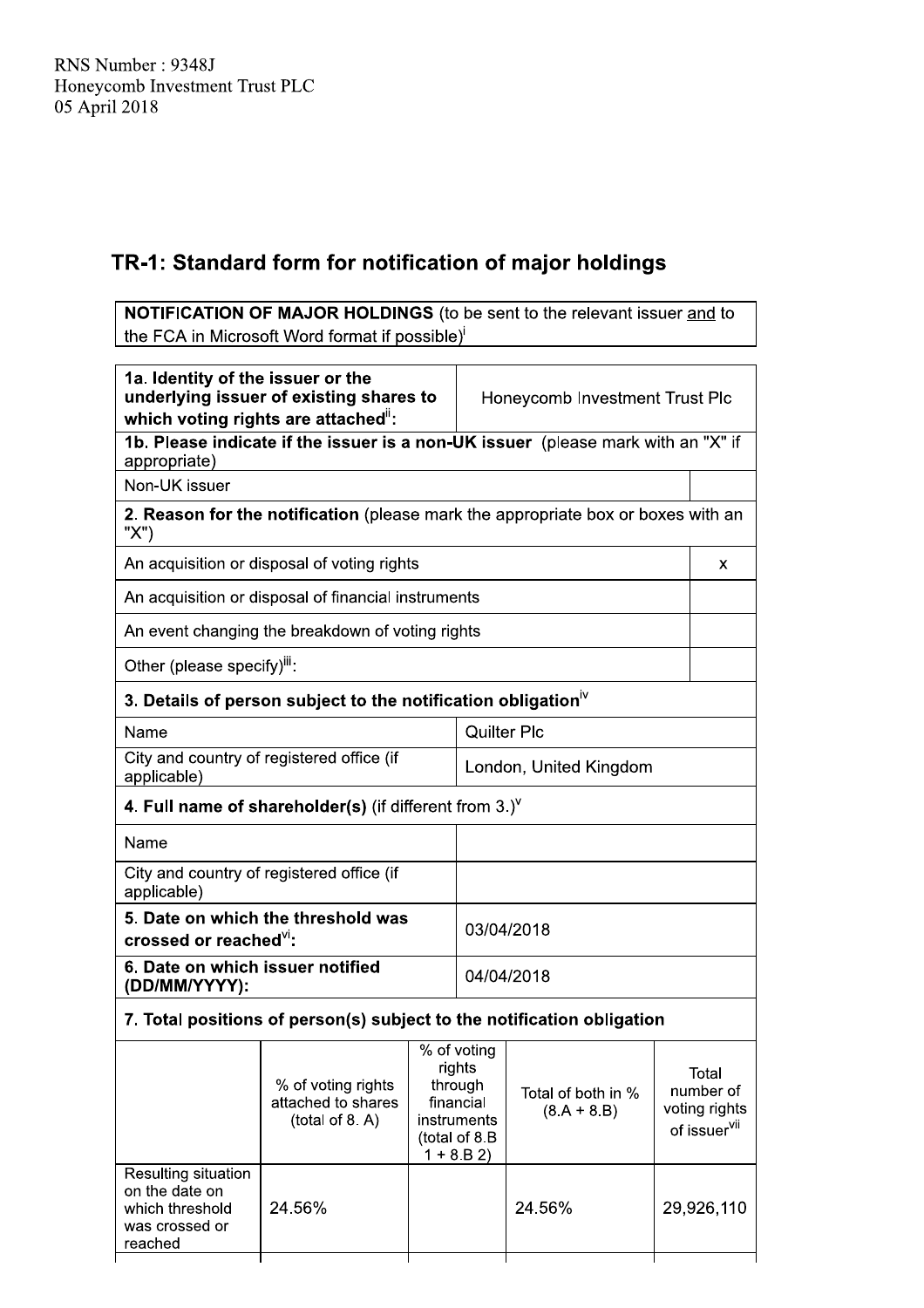RNS Number : 9348J
Honeycomb Investment Trust PLC
05 April 2018

## TR-1: Standard form for notification of major holdings

| **NOTIFICATION OF MAJOR HOLDINGS** (to be sent to the relevant issuer and to the FCA in Microsoft Word format if possible)[i] |
|---|

| | | |
|---|---|---|
| **1a. Identity of the issuer or the underlying issuer of existing shares to which voting rights are attached**[ii]**:** | Honeycomb Investment Trust Plc | |
| **1b. Please indicate if the issuer is a non-UK issuer** (please mark with an "X" if appropriate) | | |
| Non-UK issuer | | |
| **2. Reason for the notification** (please mark the appropriate box or boxes with an "X") | | |
| An acquisition or disposal of voting rights | | x |
| An acquisition or disposal of financial instruments | | |
| An event changing the breakdown of voting rights | | |
| Other (please specify)[iii]: | | |
| **3. Details of person subject to the notification obligation**[iv] | | |
| Name | Quilter Plc | |
| City and country of registered office (if applicable) | London, United Kingdom | |
| **4. Full name of shareholder(s)** (if different from 3.)[v] | | |
| Name | | |
| City and country of registered office (if applicable) | | |
| **5. Date on which the threshold was crossed or reached**[vi]**:** | 03/04/2018 | |
| **6. Date on which issuer notified (DD/MM/YYYY):** | 04/04/2018 | |

**7. Total positions of person(s) subject to the notification obligation**

| | % of voting rights attached to shares (total of 8. A) | % of voting rights through financial instruments (total of 8.B 1 + 8.B 2) | Total of both in % (8.A + 8.B) | Total number of voting rights of issuer[vii] |
|---|---|---|---|---|
| Resulting situation on the date on which threshold was crossed or reached | 24.56% | | 24.56% | 29,926,110 |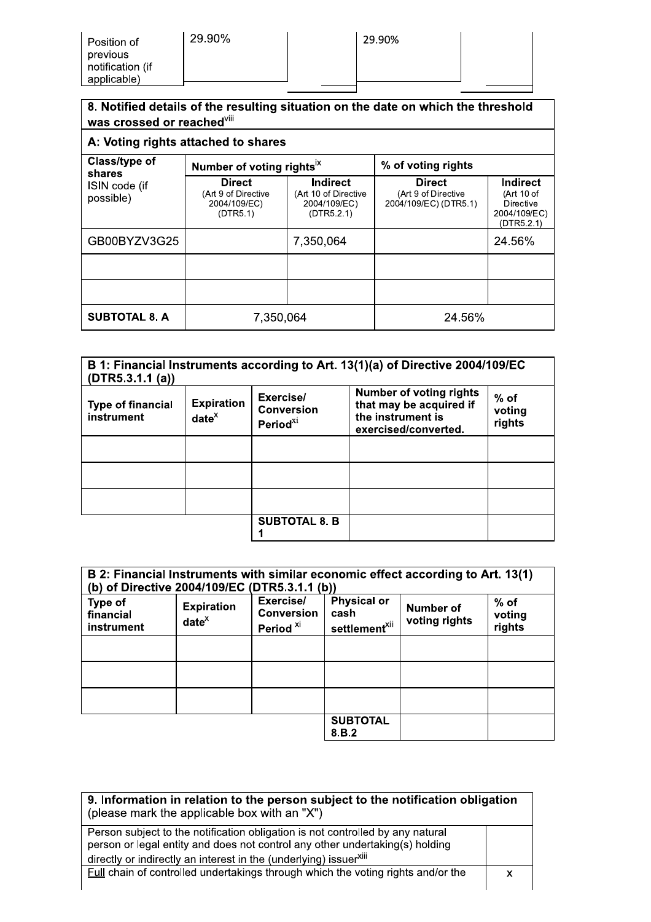| Position of previous notification (if applicable) | 29.90% | | 29.90% | |
|---|---|---|---|---|

| 8. Notified details of the resulting situation on the date on which the threshold was crossed or reached[viii] | | | | |
|---|---|---|---|---|
| **A: Voting rights attached to shares** | | | | |
| **Class/type of shares** ISIN code (if possible) | **Number of voting rights**[ix] | | **% of voting rights** | |
| | **Direct** (Art 9 of Directive 2004/109/EC) (DTR5.1) | **Indirect** (Art 10 of Directive 2004/109/EC) (DTR5.2.1) | **Direct** (Art 9 of Directive 2004/109/EC) (DTR5.1) | **Indirect** (Art 10 of Directive 2004/109/EC) (DTR5.2.1) |
| GB00BYZV3G25 | | 7,350,064 | | 24.56% |
| | | | | |
| | | | | |
| **SUBTOTAL 8. A** | 7,350,064 | | 24.56% | |

| B 1: Financial Instruments according to Art. 13(1)(a) of Directive 2004/109/EC (DTR5.3.1.1 (a)) | | | | |
|---|---|---|---|---|
| **Type of financial instrument** | **Expiration date**[x] | **Exercise/ Conversion Period**[xi] | **Number of voting rights that may be acquired if the instrument is exercised/converted.** | **% of voting rights** |
| | | | | |
| | | | | |
| | | | | |
| | | **SUBTOTAL 8. B 1** | | |

| B 2: Financial Instruments with similar economic effect according to Art. 13(1) (b) of Directive 2004/109/EC (DTR5.3.1.1 (b)) | | | | | |
|---|---|---|---|---|---|
| **Type of financial instrument** | **Expiration date**[x] | **Exercise/ Conversion Period** [xi] | **Physical or cash settlement**[xii] | **Number of voting rights** | **% of voting rights** |
| | | | | | |
| | | | | | |
| | | | | | |
| | | | **SUBTOTAL 8.B.2** | | |

| 9. Information in relation to the person subject to the notification obligation (please mark the applicable box with an "X") | |
|---|---|
| Person subject to the notification obligation is not controlled by any natural person or legal entity and does not control any other undertaking(s) holding directly or indirectly an interest in the (underlying) issuer[xiii] | |
| Full chain of controlled undertakings through which the voting rights and/or the | x |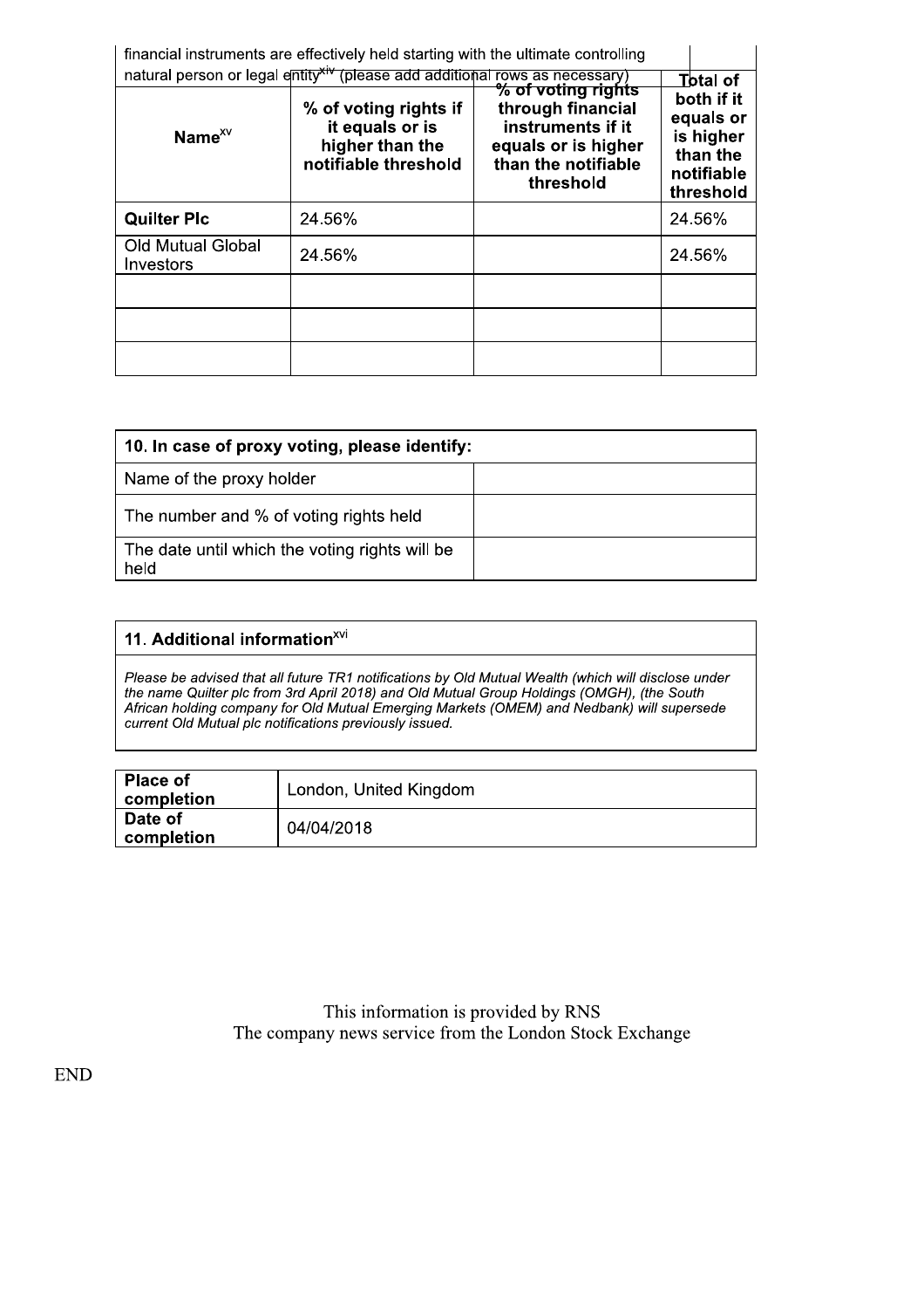financial instruments are effectively held starting with the ultimate controlling natural person or legal entity[xiv] (please add additional rows as necessary)

| Name[xv] | % of voting rights if it equals or is higher than the notifiable threshold | % of voting rights through financial instruments if it equals or is higher than the notifiable threshold | Total of both if it equals or is higher than the notifiable threshold |
|---|---|---|---|
| **Quilter Plc** | 24.56% | | 24.56% |
| Old Mutual Global Investors | 24.56% | | 24.56% |
| | | | |
| | | | |
| | | | |

| 10. In case of proxy voting, please identify: | |
|---|---|
| Name of the proxy holder | |
| The number and % of voting rights held | |
| The date until which the voting rights will be held | |

**11. Additional information[xvi]**

*Please be advised that all future TR1 notifications by Old Mutual Wealth (which will disclose under the name Quilter plc from 3rd April 2018) and Old Mutual Group Holdings (OMGH), (the South African holding company for Old Mutual Emerging Markets (OMEM) and Nedbank) will supersede current Old Mutual plc notifications previously issued.*

| | |
|---|---|
| **Place of completion** | London, United Kingdom |
| **Date of completion** | 04/04/2018 |

This information is provided by RNS
The company news service from the London Stock Exchange

END